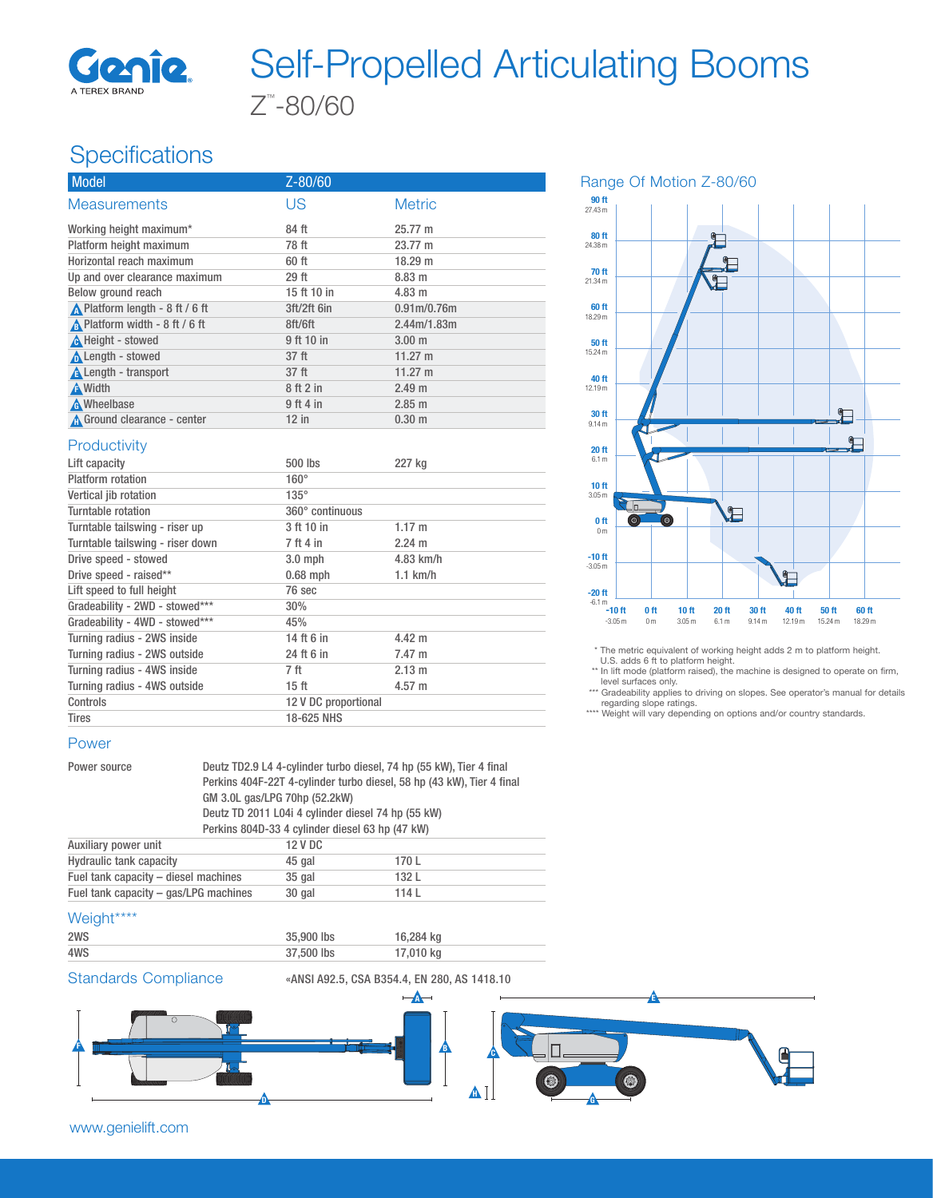# Self-Propelled Articulating Booms

## Z™-80/60

## Specifications

| Model | Z-80/60 | |
|---|---|---|
| **Measurements** | **US** | **Metric** |
| Working height maximum* | 84 ft | 25.77 m |
| Platform height maximum | 78 ft | 23.77 m |
| Horizontal reach maximum | 60 ft | 18.29 m |
| Up and over clearance maximum | 29 ft | 8.83 m |
| Below ground reach | 15 ft 10 in | 4.83 m |
| A Platform length - 8 ft / 6 ft | 3ft/2ft 6in | 0.91m/0.76m |
| B Platform width - 8 ft / 6 ft | 8ft/6ft | 2.44m/1.83m |
| C Height - stowed | 9 ft 10 in | 3.00 m |
| D Length - stowed | 37 ft | 11.27 m |
| E Length - transport | 37 ft | 11.27 m |
| F Width | 8 ft 2 in | 2.49 m |
| G Wheelbase | 9 ft 4 in | 2.85 m |
| H Ground clearance - center | 12 in | 0.30 m |

### Productivity

| | | |
|---|---|---|
| Lift capacity | 500 lbs | 227 kg |
| Platform rotation | 160° | |
| Vertical jib rotation | 135° | |
| Turntable rotation | 360° continuous | |
| Turntable tailswing - riser up | 3 ft 10 in | 1.17 m |
| Turntable tailswing - riser down | 7 ft 4 in | 2.24 m |
| Drive speed - stowed | 3.0 mph | 4.83 km/h |
| Drive speed - raised** | 0.68 mph | 1.1 km/h |
| Lift speed to full height | 76 sec | |
| Gradeability - 2WD - stowed*** | 30% | |
| Gradeability - 4WD - stowed*** | 45% | |
| Turning radius - 2WS inside | 14 ft 6 in | 4.42 m |
| Turning radius - 2WS outside | 24 ft 6 in | 7.47 m |
| Turning radius - 4WS inside | 7 ft | 2.13 m |
| Turning radius - 4WS outside | 15 ft | 4.57 m |
| Controls | 12 V DC proportional | |
| Tires | 18-625 NHS | |

### Power

| | | |
|---|---|---|
| Power source | Deutz TD2.9 L4 4-cylinder turbo diesel, 74 hp (55 kW), Tier 4 final<br>Perkins 404F-22T 4-cylinder turbo diesel, 58 hp (43 kW), Tier 4 final<br>GM 3.0L gas/LPG 70hp (52.2kW)<br>Deutz TD 2011 L04i 4 cylinder diesel 74 hp (55 kW)<br>Perkins 804D-33 4 cylinder diesel 63 hp (47 kW) | |
| Auxiliary power unit | 12 V DC | |
| Hydraulic tank capacity | 45 gal | 170 L |
| Fuel tank capacity – diesel machines | 35 gal | 132 L |
| Fuel tank capacity – gas/LPG machines | 30 gal | 114 L |

### Weight****

| | | |
|---|---|---|
| 2WS | 35,900 lbs | 16,284 kg |
| 4WS | 37,500 lbs | 17,010 kg |

### Standards Compliance

«ANSI A92.5, CSA B354.4, EN 280, AS 1418.10

### Range Of Motion Z-80/60

\* The metric equivalent of working height adds 2 m to platform height. U.S. adds 6 ft to platform height.

\** In lift mode (platform raised), the machine is designed to operate on firm, level surfaces only.

\*** Gradeability applies to driving on slopes. See operator's manual for details regarding slope ratings.

\**** Weight will vary depending on options and/or country standards.

www.genielift.com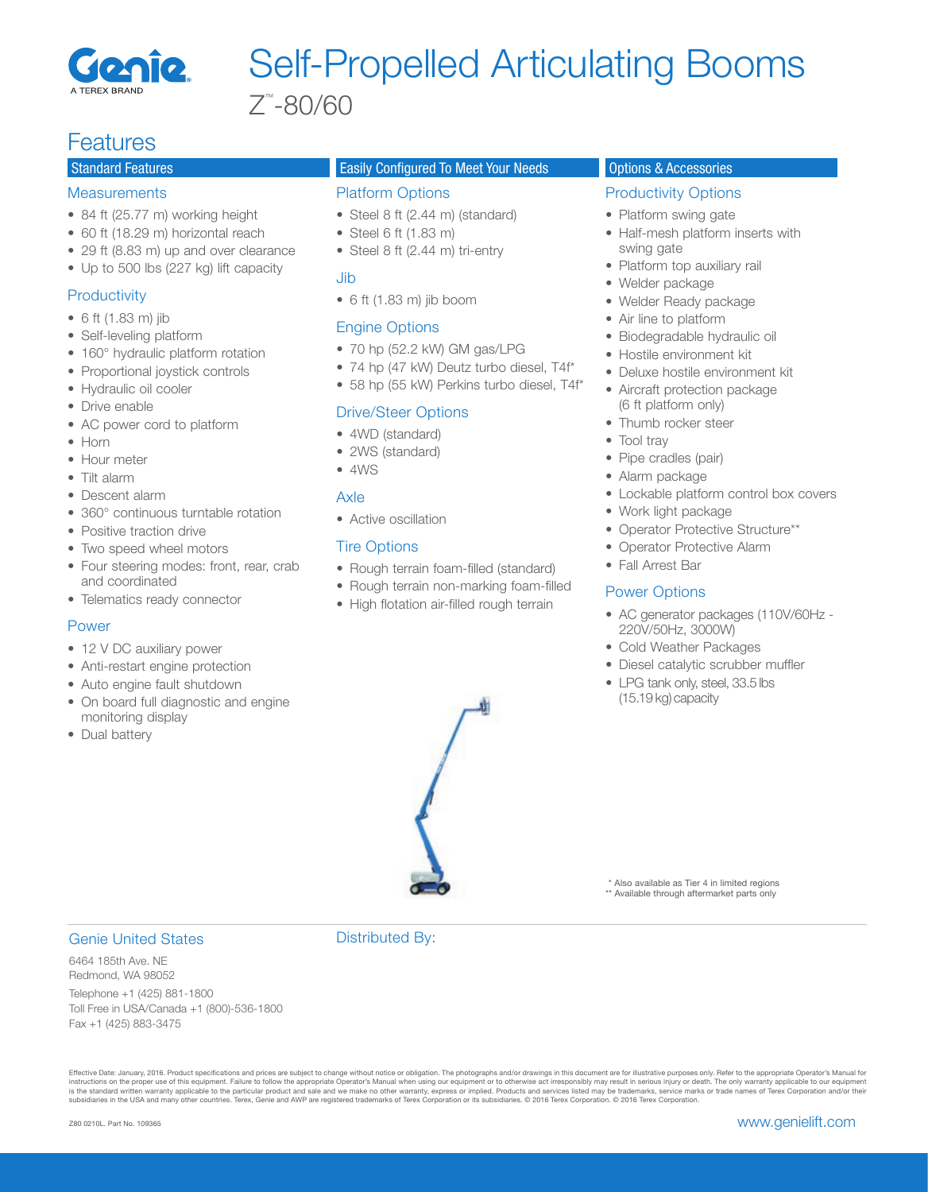# Self-Propelled Articulating Booms

Z™-80/60

## Features

### Standard Features

#### Measurements

- 84 ft (25.77 m) working height
- 60 ft (18.29 m) horizontal reach
- 29 ft (8.83 m) up and over clearance
- Up to 500 lbs (227 kg) lift capacity

#### Productivity

- 6 ft (1.83 m) jib
- Self-leveling platform
- 160° hydraulic platform rotation
- Proportional joystick controls
- Hydraulic oil cooler
- Drive enable
- AC power cord to platform
- Horn
- Hour meter
- Tilt alarm
- Descent alarm
- 360° continuous turntable rotation
- Positive traction drive
- Two speed wheel motors
- Four steering modes: front, rear, crab and coordinated
- Telematics ready connector

#### Power

- 12 V DC auxiliary power
- Anti-restart engine protection
- Auto engine fault shutdown
- On board full diagnostic and engine monitoring display
- Dual battery

### Easily Configured To Meet Your Needs

#### Platform Options

- Steel 8 ft (2.44 m) (standard)
- Steel 6 ft (1.83 m)
- Steel 8 ft (2.44 m) tri-entry

#### Jib

- 6 ft (1.83 m) jib boom

#### Engine Options

- 70 hp (52.2 kW) GM gas/LPG
- 74 hp (47 kW) Deutz turbo diesel, T4f*
- 58 hp (55 kW) Perkins turbo diesel, T4f*

#### Drive/Steer Options

- 4WD (standard)
- 2WS (standard)
- 4WS

#### Axle

- Active oscillation

#### Tire Options

- Rough terrain foam-filled (standard)
- Rough terrain non-marking foam-filled
- High flotation air-filled rough terrain

### Options & Accessories

#### Productivity Options

- Platform swing gate
- Half-mesh platform inserts with swing gate
- Platform top auxiliary rail
- Welder package
- Welder Ready package
- Air line to platform
- Biodegradable hydraulic oil
- Hostile environment kit
- Deluxe hostile environment kit
- Aircraft protection package (6 ft platform only)
- Thumb rocker steer
- Tool tray
- Pipe cradles (pair)
- Alarm package
- Lockable platform control box covers
- Work light package
- Operator Protective Structure**
- Operator Protective Alarm
- Fall Arrest Bar

#### Power Options

- AC generator packages (110V/60Hz - 220V/50Hz, 3000W)
- Cold Weather Packages
- Diesel catalytic scrubber muffler
- LPG tank only, steel, 33.5 lbs (15.19 kg) capacity

\* Also available as Tier 4 in limited regions
\*\* Available through aftermarket parts only

### Genie United States

6464 185th Ave. NE
Redmond, WA 98052

Telephone +1 (425) 881-1800
Toll Free in USA/Canada +1 (800)-536-1800
Fax +1 (425) 883-3475

Distributed By:

Effective Date: January, 2016. Product specifications and prices are subject to change without notice or obligation. The photographs and/or drawings in this document are for illustrative purposes only. Refer to the appropriate Operator's Manual for instructions on the proper use of this equipment. Failure to follow the appropriate Operator's Manual when using our equipment or to otherwise act irresponsibly may result in serious injury or death. The only warranty applicable to our equipment is the standard written warranty applicable to the particular product and sale and we make no other warranty, express or implied. Products and services listed may be trademarks, service marks or trade names of Terex Corporation and/or their subsidiaries in the USA and many other countries. Terex, Genie and AWP are registered trademarks of Terex Corporation or its subsidiaries. © 2016 Terex Corporation. © 2016 Terex Corporation.

Z80 0210L. Part No. 109365

www.genielift.com